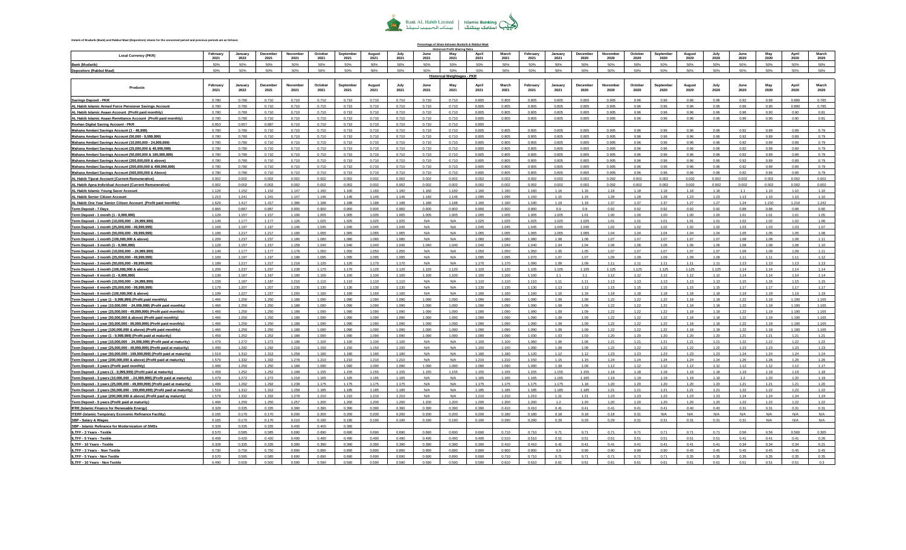Details of Mudarib (Bank) and Rabbul Maal (Depositors) share for the concerned period and previous periods are as follows:

**Percentage of Share between Mudarib & Rabbul-Maal**

**Historical Profit Sharing Ratio**

| Local Currency (PKR) | February 2021 | January 2022 | December 2021 | November 2021 | October 2021 | September 2021 | August 2021 | July 2021 | June 2021 | May 2021 | April 2021 | March 2021 | February 2021 | January 2021 | December 2020 | November 2020 | October 2020 | September 2020 | August 2020 | July 2020 | June 2020 | May 2020 | April 2020 | March 2020 |
|---|---|---|---|---|---|---|---|---|---|---|---|---|---|---|---|---|---|---|---|---|---|---|---|---|
| Bank (Mudarib) | 50% | 50% | 50% | 50% | 50% | 50% | 50% | 50% | 50% | 50% | 50% | 50% | 50% | 50% | 50% | 50% | 50% | 50% | 50% | 50% | 50% | 50% | 50% | 50% |
| Depositors (Rabbul Maal) | 50% | 50% | 50% | 50% | 50% | 50% | 50% | 50% | 50% | 50% | 50% | 50% | 50% | 50% | 50% | 50% | 50% | 50% | 50% | 50% | 50% | 50% | 50% | 50% |

**Historical Weightages - PKR**

| Products | February 2021 | January 2022 | December 2021 | November 2021 | October 2021 | September 2021 | August 2021 | July 2021 | June 2021 | May 2021 | April 2021 | March 2021 | February 2021 | January 2021 | December 2020 | November 2020 | October 2020 | September 2020 | August 2020 | July 2020 | June 2020 | May 2020 | April 2020 | March 2020 |
|---|---|---|---|---|---|---|---|---|---|---|---|---|---|---|---|---|---|---|---|---|---|---|---|---|
| Savings Deposit - PKR | 0.780 | 0.780 | 0.710 | 0.710 | 0.710 | 0.710 | 0.710 | 0.710 | 0.710 | 0.710 | 0.805 | 0.805 | 0.805 | 0.805 | 0.805 | 0.905 | 0.96 | 0.96 | 0.96 | 0.96 | 0.92 | 0.89 | 0.890 | 0.785 |
| AL Habib Islamic Armed Force Pensioner Savings Account | 0.780 | 0.780 | 0.710 | 0.710 | 0.710 | 0.710 | 0.710 | 0.710 | 0.710 | 0.710 | 0.805 | 0.805 | 0.805 | 0.805 | 0.805 | 0.905 | 0.96 | 0.96 | 0.96 | 0.96 | 0.96 | 0.90 | 0.890 | 0.785 |
| AL Habib Islamic Asaan Account (Profit paid monthly) | 0.780 | 0.780 | 0.710 | 0.710 | 0.710 | 0.710 | 0.710 | 0.710 | 0.710 | 0.710 | 0.805 | 0.805 | 0.805 | 0.805 | 0.805 | 0.905 | 0.96 | 0.96 | 0.96 | 0.96 | 0.96 | 0.90 | 0.90 | 0.81 |
| AL Habib Islamic Asaan Remittance Account (Profit paid monthly) | 0.780 | 0.780 | 0.710 | 0.710 | 0.710 | 0.710 | 0.710 | 0.710 | 0.710 | 0.710 | 0.805 | 0.805 | 0.805 | 0.805 | 0.805 | 0.905 | 0.96 | 0.96 | 0.96 | 0.96 | 0.96 | 0.90 | 0.90 | 0.81 |
| Roshan Digital Saving Account - PKR | 0.953 | 0.957 | 0.887 | 0.710 | 0.710 | 0.710 | 0.710 | 0.710 | 0.710 | 0.710 | 0.805 | | | | | | | | | | | | | |
| Mahana Amdani Savings Account (1 - 49,999) | 0.780 | 0.780 | 0.710 | 0.710 | 0.710 | 0.710 | 0.710 | 0.710 | 0.710 | 0.710 | 0.805 | 0.805 | 0.805 | 0.805 | 0.805 | 0.905 | 0.96 | 0.96 | 0.96 | 0.96 | 0.92 | 0.89 | 0.89 | 0.79 |
| Mahana Amdani Savings Account (50,000 - 9,999,999) | 0.780 | 0.780 | 0.710 | 0.710 | 0.710 | 0.710 | 0.710 | 0.710 | 0.710 | 0.710 | 0.805 | 0.805 | 0.805 | 0.805 | 0.805 | 0.905 | 0.96 | 0.96 | 0.96 | 0.96 | 0.92 | 0.89 | 0.89 | 0.79 |
| Mahana Amdani Savings Account (10,000,000 - 24,999,999) | 0.780 | 0.780 | 0.710 | 0.710 | 0.710 | 0.710 | 0.710 | 0.710 | 0.710 | 0.710 | 0.805 | 0.805 | 0.805 | 0.805 | 0.805 | 0.905 | 0.96 | 0.96 | 0.96 | 0.96 | 0.92 | 0.89 | 0.89 | 0.79 |
| Mahana Amdani Savings Account (25,000,000 & 49,999,999) | 0.780 | 0.780 | 0.710 | 0.710 | 0.710 | 0.710 | 0.710 | 0.710 | 0.710 | 0.710 | 0.805 | 0.805 | 0.805 | 0.805 | 0.805 | 0.905 | 0.96 | 0.96 | 0.96 | 0.96 | 0.92 | 0.89 | 0.89 | 0.79 |
| Mahana Amdani Savings Account (50,000,000 & 199,999,999) | 0.780 | 0.780 | 0.710 | 0.710 | 0.710 | 0.710 | 0.710 | 0.710 | 0.710 | 0.710 | 0.805 | 0.805 | 0.805 | 0.805 | 0.805 | 0.905 | 0.96 | 0.96 | 0.96 | 0.96 | 0.92 | 0.89 | 0.89 | 0.79 |
| Mahana Amdani Savings Account (200,000,000 & above) | 0.780 | 0.780 | 0.710 | 0.710 | 0.710 | 0.710 | 0.710 | 0.710 | 0.710 | 0.710 | 0.805 | 0.805 | 0.805 | 0.805 | 0.805 | 0.905 | 0.96 | 0.96 | 0.96 | 0.96 | 0.92 | 0.89 | 0.89 | 0.79 |
| Mahana Amdani Savings Account (200,000,000 & 499,999,999) | 0.780 | 0.780 | 0.710 | 0.710 | 0.710 | 0.710 | 0.710 | 0.710 | 0.710 | 0.710 | 0.805 | 0.805 | 0.805 | 0.805 | 0.805 | 0.905 | 0.96 | 0.96 | 0.96 | 0.96 | 0.92 | 0.89 | 0.89 | 0.79 |
| Mahana Amdani Savings Account (500,000,000 & Above) | 0.780 | 0.780 | 0.710 | 0.710 | 0.710 | 0.710 | 0.710 | 0.710 | 0.710 | 0.710 | 0.805 | 0.805 | 0.805 | 0.805 | 0.805 | 0.905 | 0.96 | 0.96 | 0.96 | 0.96 | 0.92 | 0.89 | 0.89 | 0.79 |
| AL Habib Tijarat Account (Current Remunerative) | 0.002 | 0.002 | 0.002 | 0.002 | 0.002 | 0.002 | 0.002 | 0.002 | 0.002 | 0.002 | 0.002 | 0.002 | 0.002 | 0.002 | 0.002 | 0.002 | 0.002 | 0.002 | 0.002 | 0.002 | 0.002 | 0.002 | 0.002 | 0.002 |
| AL Habib Apna Individual Account (Current Remunerative) | 0.002 | 0.002 | 0.002 | 0.002 | 0.002 | 0.002 | 0.002 | 0.002 | 0.002 | 0.002 | 0.002 | 0.002 | 0.002 | 0.002 | 0.002 | 0.002 | 0.002 | 0.002 | 0.002 | 0.002 | 0.002 | 0.002 | 0.002 | 0.002 |
| AL Habib Islamic Young Saver Account | 1.126 | 1.152 | 1.152 | 1.147 | 1.160 | 1.160 | 1.160 | 1.160 | 1.160 | 1.160 | 1.160 | 1.160 | 1.160 | 1.16 | 1.16 | 1.18 | 1.18 | 1.18 | 1.18 | 1.18 | 1.1 | 1.10 | 1.10 | 1.10 |
| AL Habib Senior Citizen Account | 1.213 | 1.241 | 1.241 | 1.147 | 1.146 | 1.146 | 1.146 | 1.146 | 1.146 | 1.146 | 1.095 | 1.095 | 1.150 | 1.15 | 1.15 | 1.28 | 1.28 | 1.28 | 1.23 | 1.23 | 1.13 | 1.10 | 1.10 | 1.10 |
| AL Habib One Year Senior Citizen Account (Profit paid monthly) | 1.629 | 1.417 | 1.417 | 1.386 | 1.188 | 1.188 | 1.188 | 1.188 | 1.188 | 1.188 | 1.160 | 1.160 | 1.190 | 1.19 | 1.19 | 1.37 | 1.37 | 1.37 | 1.27 | 1.27 | 1.24 | 1.210 | 1.210 | 1.242 |
| Term Deposit - 7 Days | 0.866 | 0.887 | 0.887 | 0.900 | 0.900 | 0.900 | 0.900 | 0.900 | 0.900 | 0.900 | 0.900 | 0.900 | 0.900 | 0.9 | 0.9 | 0.92 | 0.92 | 0.92 | 0.92 | 0.92 | 0.88 | 0.88 | 0.88 | 0.80 |
| Term Deposit - 1 month (1 - 9,999,999) | 1.129 | 1.157 | 1.157 | 1.106 | 1.005 | 1.005 | 1.005 | 1.005 | 1.005 | 1.005 | 1.005 | 1.005 | 1.005 | 1.005 | 1.01 | 1.00 | 1.00 | 1.00 | 1.00 | 1.00 | 1.01 | 1.01 | 1.01 | 1.05 |
| Term Deposit - 1 month (10,000,000 - 24,999,999) | 1.149 | 1.177 | 1.177 | 1.126 | 1.025 | 1.025 | 1.025 | 1.025 | N/A | N/A | 1.025 | 1.025 | 1.025 | 1.025 | 1.025 | 1.01 | 1.01 | 1.01 | 1.01 | 1.01 | 1.02 | 1.02 | 1.02 | 1.06 |
| Term Deposit - 1 month (25,000,000 - 49,999,999) | 1.169 | 1.197 | 1.197 | 1.146 | 1.045 | 1.045 | 1.045 | 1.045 | N/A | N/A | 1.045 | 1.045 | 1.045 | 1.045 | 1.045 | 1.02 | 1.02 | 1.02 | 1.02 | 1.02 | 1.03 | 1.03 | 1.03 | 1.07 |
| Term Deposit - 1 month (50,000,000 - 99,999,999) | 1.189 | 1.217 | 1.217 | 1.166 | 1.065 | 1.065 | 1.065 | 1.065 | N/A | N/A | 1.065 | 1.065 | 1.065 | 1.065 | 1.065 | 1.04 | 1.04 | 1.04 | 1.04 | 1.04 | 1.05 | 1.05 | 1.05 | 1.08 |
| Term Deposit - 1 month (100,000,000 & above) | 1.209 | 1.237 | 1.237 | 1.186 | 1.080 | 1.080 | 1.080 | 1.080 | N/A | N/A | 1.080 | 1.080 | 1.080 | 1.08 | 1.08 | 1.07 | 1.07 | 1.07 | 1.07 | 1.07 | 1.08 | 1.08 | 1.08 | 1.11 |
| Term Deposit - 3 month (1 - 9,999,999) | 1.129 | 1.157 | 1.157 | 1.158 | 1.040 | 1.040 | 1.040 | 1.040 | 1.040 | 1.040 | 1.040 | 1.040 | 1.040 | 1.04 | 1.04 | 1.06 | 1.06 | 1.06 | 1.06 | 1.06 | 1.08 | 1.08 | 1.08 | 1.10 |
| Term Deposit - 3 month (10,000,000 - 24,999,999) | 1.149 | 1.177 | 1.177 | 1.178 | 1.050 | 1.050 | 1.050 | 1.050 | N/A | N/A | 1.050 | 1.050 | 1.050 | 1.05 | 1.05 | 1.07 | 1.07 | 1.07 | 1.07 | 1.07 | 1.09 | 1.09 | 1.09 | 1.11 |
| Term Deposit - 3 month (25,000,000 - 49,999,999) | 1.169 | 1.197 | 1.197 | 1.198 | 1.095 | 1.095 | 1.095 | 1.095 | N/A | N/A | 1.095 | 1.095 | 1.070 | 1.07 | 1.07 | 1.09 | 1.09 | 1.09 | 1.09 | 1.09 | 1.11 | 1.11 | 1.11 | 1.12 |
| Term Deposit - 3 month (50,000,000 - 99,999,999) | 1.189 | 1.217 | 1.217 | 1.218 | 1.120 | 1.120 | 1.170 | 1.170 | N/A | N/A | 1.170 | 1.170 | 1.090 | 1.09 | 1.09 | 1.11 | 1.11 | 1.11 | 1.11 | 1.11 | 1.13 | 1.13 | 1.13 | 1.13 |
| Term Deposit - 3 month (100,000,000 & above) | 1.209 | 1.237 | 1.237 | 1.238 | 1.170 | 1.170 | 1.120 | 1.120 | 1.120 | 1.120 | 1.120 | 1.120 | 1.105 | 1.105 | 1.105 | 1.125 | 1.125 | 1.125 | 1.125 | 1.125 | 1.14 | 1.14 | 1.14 | 1.14 |
| Term Deposit - 6 month (1 - 9,999,999) | 1.139 | 1.167 | 1.167 | 1.190 | 1.100 | 1.100 | 1.100 | 1.100 | 1.100 | 1.100 | 1.100 | 1.100 | 1.100 | 1.1 | 1.1 | 1.12 | 1.12 | 1.12 | 1.12 | 1.12 | 1.14 | 1.14 | 1.14 | 1.14 |
| Term Deposit - 6 month (10,000,000 - 24,999,999) | 1.159 | 1.187 | 1.187 | 1.210 | 1.110 | 1.110 | 1.110 | 1.110 | N/A | N/A | 1.110 | 1.110 | 1.110 | 1.11 | 1.11 | 1.13 | 1.13 | 1.13 | 1.13 | 1.13 | 1.15 | 1.15 | 1.15 | 1.15 |
| Term Deposit - 6 month (25,000,000 - 99,999,999) | 1.179 | 1.207 | 1.207 | 1.230 | 1.130 | 1.130 | 1.130 | 1.130 | N/A | N/A | 1.130 | 1.130 | 1.130 | 1.13 | 1.13 | 1.15 | 1.15 | 1.15 | 1.15 | 1.15 | 1.17 | 1.17 | 1.17 | 1.17 |
| Term Deposit - 6 month (100,000,000 & above) | 1.199 | 1.227 | 1.227 | 1.250 | 1.160 | 1.160 | 1.160 | 1.160 | N/A | N/A | 1.160 | 1.160 | 1.160 | 1.16 | 1.16 | 1.18 | 1.18 | 1.18 | 1.18 | 1.18 | 1.19 | 1.19 | 1.19 | 1.19 |
| Term Deposit - 1 year (1 - 9,999,999) (Profit paid monthly) | 1.466 | 1.250 | 1.250 | 1.188 | 1.090 | 1.090 | 1.090 | 1.090 | 1.090 | 1.090 | 1.090 | 1.090 | 1.090 | 1.09 | 1.09 | 1.22 | 1.22 | 1.22 | 1.18 | 1.18 | 1.22 | 1.19 | 1.190 | 1.165 |
| Term Deposit - 1 year (10,000,000 - 24,999,999) (Profit paid monthly) | 1.466 | 1.250 | 1.250 | 1.188 | 1.090 | 1.090 | 1.090 | 1.090 | 1.090 | 1.090 | 1.090 | 1.090 | 1.090 | 1.09 | 1.09 | 1.22 | 1.22 | 1.22 | 1.18 | 1.18 | 1.22 | 1.19 | 1.190 | 1.165 |
| Term Deposit - 1 year (25,000,000 - 49,999,999) (Profit paid monthly) | 1.466 | 1.250 | 1.250 | 1.188 | 1.090 | 1.090 | 1.090 | 1.090 | 1.090 | 1.090 | 1.090 | 1.090 | 1.090 | 1.09 | 1.09 | 1.22 | 1.22 | 1.22 | 1.18 | 1.18 | 1.22 | 1.19 | 1.190 | 1.165 |
| Term Deposit - 1 year (50,000,000 & above) (Profit paid monthly) | 1.466 | 1.250 | 1.250 | 1.188 | 1.090 | 1.090 | 1.090 | 1.090 | 1.090 | 1.090 | 1.090 | 1.090 | 1.090 | 1.09 | 1.09 | 1.22 | 1.22 | 1.22 | 1.18 | 1.18 | 1.22 | 1.19 | 1.190 | 1.165 |
| Term Deposit - 1 year (50,000,000 - 99,999,999) (Profit paid monthly) | 1.466 | 1.250 | 1.250 | 1.188 | 1.090 | 1.090 | 1.090 | 1.090 | 1.090 | 1.090 | 1.090 | 1.090 | 1.090 | 1.09 | 1.09 | 1.22 | 1.22 | 1.22 | 1.18 | 1.18 | 1.22 | 1.19 | 1.190 | 1.165 |
| Term Deposit - 1 year (100,000,000 & above) (Profit paid monthly) | 1.466 | 1.250 | 1.250 | 1.188 | 1.090 | 1.090 | 1.090 | 1.090 | 1.090 | 1.090 | 1.090 | 1.090 | 1.090 | 1.09 | 1.09 | 1.22 | 1.22 | 1.22 | 1.18 | 1.18 | 1.22 | 1.19 | 1.190 | 1.165 |
| Term Deposit - 1 year (1 - 9,999,999) (Profit paid at maturity) | 1.459 | 1.252 | 1.252 | 1.188 | 1.090 | 1.090 | 1.090 | 1.090 | 1.090 | 1.090 | 1.090 | 1.090 | 1.030 | 1.03 | 1.03 | 1.20 | 1.20 | 1.20 | 1.20 | 1.20 | 1.21 | 1.21 | 1.21 | 1.21 |
| Term Deposit - 1 year (10,000,000 - 24,999,999) (Profit paid at maturity) | 1.479 | 1.272 | 1.272 | 1.198 | 1.100 | 1.100 | 1.100 | 1.100 | N/A | N/A | 1.100 | 1.100 | 1.060 | 1.06 | 1.06 | 1.21 | 1.21 | 1.21 | 1.21 | 1.21 | 1.22 | 1.22 | 1.22 | 1.22 |
| Term Deposit - 1 year (25,000,000 - 49,999,999) (Profit paid at maturity) | 1.499 | 1.292 | 1.292 | 1.218 | 1.150 | 1.150 | 1.150 | 1.150 | N/A | N/A | 1.150 | 1.150 | 1.090 | 1.09 | 1.09 | 1.22 | 1.22 | 1.22 | 1.22 | 1.22 | 1.23 | 1.23 | 1.23 | 1.23 |
| Term Deposit - 1 year (50,000,000 - 199,999,999) (Profit paid at maturity) | 1.519 | 1.312 | 1.312 | 1.258 | 1.180 | 1.180 | 1.180 | 1.180 | N/A | N/A | 1.180 | 1.180 | 1.120 | 1.12 | 1.12 | 1.23 | 1.23 | 1.23 | 1.23 | 1.23 | 1.24 | 1.24 | 1.24 | 1.24 |
| Term Deposit - 1 year (200,000,000 & above) (Profit paid at maturity) | 1.579 | 1.332 | 1.332 | 1.278 | 1.210 | 1.210 | 1.210 | 1.210 | N/A | N/A | 1.210 | 1.210 | 1.150 | 1.15 | 1.15 | 1.24 | 1.24 | 1.24 | 1.24 | 1.24 | 1.26 | 1.26 | 1.26 | 1.26 |
| Term Deposit - 3 years (Profit paid monthly) | 1.466 | 1.250 | 1.250 | 1.188 | 1.090 | 1.090 | 1.090 | 1.090 | 1.090 | 1.090 | 1.090 | 1.090 | 1.090 | 1.09 | 1.09 | 1.12 | 1.12 | 1.12 | 1.12 | 1.12 | 1.12 | 1.12 | 1.12 | 1.17 |
| Term Deposit - 3 years (1 - 9,999,999) (Profit paid at maturity) | 1.459 | 1.252 | 1.252 | 1.198 | 1.155 | 1.155 | 1.155 | 1.155 | 1.155 | 1.155 | 1.155 | 1.155 | 1.155 | 1.155 | 1.155 | 1.18 | 1.18 | 1.18 | 1.18 | 1.18 | 1.19 | 1.19 | 1.19 | 1.18 |
| Term Deposit - 3 years (10,000,000 - 24,999,999) (Profit paid at maturity) | 1.479 | 1.272 | 1.272 | 1.218 | 1.165 | 1.165 | 1.165 | 1.165 | N/A | N/A | 1.165 | 1.165 | 1.165 | 1.165 | 1.165 | 1.19 | 1.19 | 1.19 | 1.19 | 1.19 | 1.2 | 1.20 | 1.20 | 1.19 |
| Term Deposit - 3 years (25,000,000 - 49,999,999) (Profit paid at maturity) | 1.499 | 1.292 | 1.292 | 1.238 | 1.175 | 1.175 | 1.175 | 1.175 | N/A | N/A | 1.175 | 1.175 | 1.175 | 1.175 | 1.18 | 1.20 | 1.20 | 1.20 | 1.20 | 1.20 | 1.21 | 1.21 | 1.21 | 1.20 |
| Term Deposit - 3 years (50,000,000 - 199,999,999) (Profit paid at maturity) | 1.519 | 1.312 | 1.312 | 1.258 | 1.185 | 1.185 | 1.185 | 1.185 | N/A | N/A | 1.185 | 1.185 | 1.185 | 1.185 | 1.185 | 1.21 | 1.21 | 1.21 | 1.21 | 1.21 | 1.22 | 1.22 | 1.22 | 1.22 |
| Term Deposit - 3 year (200,000,000 & above) (Profit paid ay maturity) | 1.579 | 1.332 | 1.332 | 1.278 | 1.210 | 1.210 | 1.210 | 1.210 | N/A | N/A | 1.210 | 1.210 | 1.210 | 1.21 | 1.21 | 1.23 | 1.23 | 1.23 | 1.23 | 1.23 | 1.24 | 1.24 | 1.24 | 1.24 |
| Term Deposit - 5 years (Profit paid at maturity) | 1.466 | 1.250 | 1.250 | 1.257 | 1.200 | 1.200 | 1.200 | 1.200 | 1.200 | 1.200 | 1.200 | 1.200 | 1.200 | 1.2 | 1.20 | 1.20 | 1.20 | 1.20 | 1.20 | 1.20 | 1.22 | 1.22 | 1.22 | 1.22 |
| IFRE (Islamic Finance for Renewable Energy) | 0.328 | 0.335 | 0.335 | 0.390 | 0.390 | 0.390 | 0.390 | 0.390 | 0.390 | 0.390 | 0.410 | 0.410 | 0.410 | 0.41 | 0.41 | 0.41 | 0.41 | 0.41 | 0.40 | 0.40 | 0.31 | 0.31 | 0.31 | 0.31 |
| ITERF-(Islamic Temporary Economic Refinance Facility) | 0.165 | 0.170 | 0.170 | 0.200 | 0.200 | 0.200 | 0.200 | 0.200 | 0.200 | 0.200 | 0.200 | 0.180 | 0.180 | 0.18 | 0.18 | 0.18 | 0.31 | N/A | N/A | N/A | N/A | N/A | N/A | N/A |
| SBP - Salary & Wages | 0.165 | 0.170 | 0.170 | 0.210 | 0.190 | 0.190 | 0.190 | 0.190 | 0.190 | 0.190 | 0.290 | 0.290 | 0.290 | 0.29 | 0.29 | 0.29 | 0.31 | 0.31 | 0.31 | 0.31 | N/A | N/A | N/A | N/A |
| SBP - Islamic Refinance for Modernization of SMEs | 0.328 | 0.335 | 0.335 | 0.400 | 0.400 | 0.390 | | | | | | | | | | | | | | | | | | |
| ILTFF - 3 Years - Textile | 0.570 | 0.585 | 0.585 | 0.690 | 0.690 | 0.690 | 0.690 | 0.690 | 0.690 | 0.690 | 0.690 | 0.710 | 0.710 | 0.71 | 0.71 | 0.71 | 0.71 | 0.71 | 0.71 | 0.71 | 0.56 | 0.56 | 0.560 | 0.365 |
| ILTFF - 5 Years - Textile | 0.408 | 0.420 | 0.420 | 0.490 | 0.490 | 0.490 | 0.490 | 0.490 | 0.490 | 0.490 | 0.490 | 0.510 | 0.510 | 0.51 | 0.51 | 0.51 | 0.51 | 0.51 | 0.51 | 0.51 | 0.41 | 0.41 | 0.41 | 0.26 |
| ILTFF - 10 Years - Textile | 0.328 | 0.335 | 0.335 | 0.390 | 0.390 | 0.390 | 0.390 | 0.390 | 0.390 | 0.390 | 0.390 | 0.410 | 0.410 | 0.41 | 0.41 | 0.41 | 0.41 | 0.41 | 0.41 | 0.41 | 0.34 | 0.34 | 0.34 | 0.21 |
| ILTFF - 3 Years - Non Textile | 0.730 | 0.750 | 0.750 | 0.890 | 0.890 | 0.890 | 0.890 | 0.890 | 0.890 | 0.890 | 0.890 | 0.900 | 0.900 | 0.9 | 0.90 | 0.90 | 0.90 | 0.90 | 0.45 | 0.45 | 0.45 | 0.45 | 0.45 | 0.45 |
| ILTFF - 5 Years - Non Textile | 0.570 | 0.585 | 0.585 | 0.690 | 0.690 | 0.690 | 0.690 | 0.690 | 0.690 | 0.690 | 0.690 | 0.710 | 0.710 | 0.71 | 0.71 | 0.71 | 0.71 | 0.71 | 0.35 | 0.35 | 0.35 | 0.35 | 0.35 | 0.35 |
| ILTFF - 10 Years - Non Textile | 0.490 | 0.500 | 0.500 | 0.590 | 0.590 | 0.590 | 0.590 | 0.590 | 0.590 | 0.590 | 0.590 | 0.610 | 0.610 | 0.61 | 0.61 | 0.61 | 0.61 | 0.61 | 0.61 | 0.61 | 0.51 | 0.51 | 0.51 | 0.3 |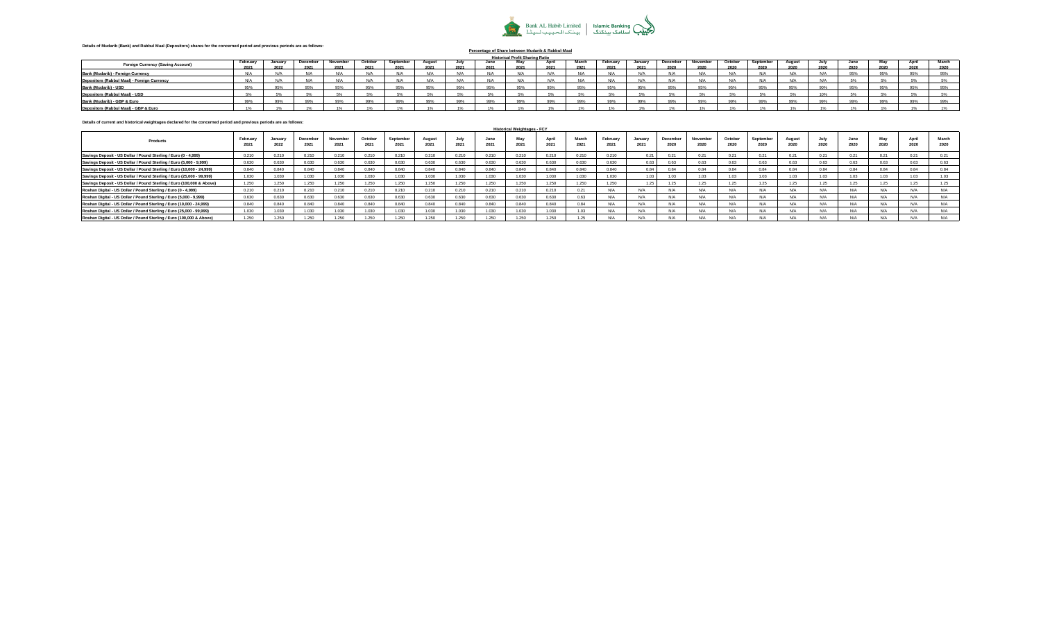Details of Mudarib (Bank) and Rabbul Maal (Depositors) shares for the concerned period and previous periods are as follows:

**Percentage of Share between Mudarib & Rabbul-Maal**

| Foreign Currency (Saving Account) | Historical Profit Sharing Ratio | | | | | | | | | | | | | | | | | | | | | | | | |
|---|---|---|---|---|---|---|---|---|---|---|---|---|---|---|---|---|---|---|---|---|---|---|---|---|---|
| | February 2021 | January 2022 | December 2021 | November 2021 | October 2021 | September 2021 | August 2021 | July 2021 | June 2021 | May 2021 | April 2021 | March 2021 | February 2021 | January 2021 | December 2020 | November 2020 | October 2020 | September 2020 | August 2020 | July 2020 | June 2020 | May 2020 | April 2020 | March 2020 |
| Bank (Mudarib) - Foreign Currency | N/A | N/A | N/A | N/A | N/A | N/A | N/A | N/A | N/A | N/A | N/A | N/A | N/A | N/A | N/A | N/A | N/A | N/A | N/A | N/A | 95% | 95% | 95% | 95% |
| Depositors (Rabbul Maal) - Foreign Currency | N/A | N/A | N/A | N/A | N/A | N/A | N/A | N/A | N/A | N/A | N/A | N/A | N/A | N/A | N/A | N/A | N/A | N/A | N/A | N/A | 5% | 5% | 5% | 5% |
| Bank (Mudarib) - USD | 95% | 95% | 95% | 95% | 95% | 95% | 95% | 95% | 95% | 95% | 95% | 95% | 95% | 95% | 95% | 95% | 95% | 95% | 95% | 90% | 95% | 95% | 95% | 95% |
| Depositors (Rabbul Maal) - USD | 5% | 5% | 5% | 5% | 5% | 5% | 5% | 5% | 5% | 5% | 5% | 5% | 5% | 5% | 5% | 5% | 5% | 5% | 5% | 10% | 5% | 5% | 5% | 5% |
| Bank (Mudarib) - GBP & Euro | 99% | 99% | 99% | 99% | 99% | 99% | 99% | 99% | 99% | 99% | 99% | 99% | 99% | 99% | 99% | 99% | 99% | 99% | 99% | 99% | 99% | 99% | 99% | 99% |
| Depositors (Rabbul Maal) - GBP & Euro | 1% | 1% | 1% | 1% | 1% | 1% | 1% | 1% | 1% | 1% | 1% | 1% | 1% | 1% | 1% | 1% | 1% | 1% | 1% | 1% | 1% | 1% | 1% | 1% |

Details of current and historical weightages declared for the concerned period and previous periods are as follows:

**Historical Weightages - FCY**

| Products | February 2021 | January 2022 | December 2021 | November 2021 | October 2021 | September 2021 | August 2021 | July 2021 | June 2021 | May 2021 | April 2021 | March 2021 | February 2021 | January 2021 | December 2020 | November 2020 | October 2020 | September 2020 | August 2020 | July 2020 | June 2020 | May 2020 | April 2020 | March 2020 |
|---|---|---|---|---|---|---|---|---|---|---|---|---|---|---|---|---|---|---|---|---|---|---|---|---|
| Savings Deposit - US Dollar / Pound Sterling / Euro (0 - 4,999) | 0.210 | 0.210 | 0.210 | 0.210 | 0.210 | 0.210 | 0.210 | 0.210 | 0.210 | 0.210 | 0.210 | 0.210 | 0.210 | 0.21 | 0.21 | 0.21 | 0.21 | 0.21 | 0.21 | 0.21 | 0.21 | 0.21 | 0.21 | 0.21 |
| Savings Deposit - US Dollar / Pound Sterling / Euro (5,000 - 9,999) | 0.630 | 0.630 | 0.630 | 0.630 | 0.630 | 0.630 | 0.630 | 0.630 | 0.630 | 0.630 | 0.630 | 0.630 | 0.630 | 0.63 | 0.63 | 0.63 | 0.63 | 0.63 | 0.63 | 0.63 | 0.63 | 0.63 | 0.63 | 0.63 |
| Savings Deposit - US Dollar / Pound Sterling / Euro (10,000 - 24,999) | 0.840 | 0.840 | 0.840 | 0.840 | 0.840 | 0.840 | 0.840 | 0.840 | 0.840 | 0.840 | 0.840 | 0.840 | 0.840 | 0.84 | 0.84 | 0.84 | 0.84 | 0.84 | 0.84 | 0.84 | 0.84 | 0.84 | 0.84 | 0.84 |
| Savings Deposit - US Dollar / Pound Sterling / Euro (25,000 - 99,999) | 1.030 | 1.030 | 1.030 | 1.030 | 1.030 | 1.030 | 1.030 | 1.030 | 1.030 | 1.030 | 1.030 | 1.030 | 1.030 | 1.03 | 1.03 | 1.03 | 1.03 | 1.03 | 1.03 | 1.03 | 1.03 | 1.03 | 1.03 | 1.03 |
| Savings Deposit - US Dollar / Pound Sterling / Euro (100,000 & Above) | 1.250 | 1.250 | 1.250 | 1.250 | 1.250 | 1.250 | 1.250 | 1.250 | 1.250 | 1.250 | 1.250 | 1.250 | 1.250 | 1.25 | 1.25 | 1.25 | 1.25 | 1.25 | 1.25 | 1.25 | 1.25 | 1.25 | 1.25 | 1.25 |
| Roshan Digital - US Dollar / Pound Sterling / Euro (0 - 4,999) | 0.210 | 0.210 | 0.210 | 0.210 | 0.210 | 0.210 | 0.210 | 0.210 | 0.210 | 0.210 | 0.210 | 0.21 | N/A | N/A | N/A | N/A | N/A | N/A | N/A | N/A | N/A | N/A | N/A | N/A |
| Roshan Digital - US Dollar / Pound Sterling / Euro (5,000 - 9,999) | 0.630 | 0.630 | 0.630 | 0.630 | 0.630 | 0.630 | 0.630 | 0.630 | 0.630 | 0.630 | 0.630 | 0.63 | N/A | N/A | N/A | N/A | N/A | N/A | N/A | N/A | N/A | N/A | N/A | N/A |
| Roshan Digital - US Dollar / Pound Sterling / Euro (10,000 - 24,999) | 0.840 | 0.840 | 0.840 | 0.840 | 0.840 | 0.840 | 0.840 | 0.840 | 0.840 | 0.840 | 0.840 | 0.84 | N/A | N/A | N/A | N/A | N/A | N/A | N/A | N/A | N/A | N/A | N/A | N/A |
| Roshan Digital - US Dollar / Pound Sterling / Euro (25,000 - 99,999) | 1.030 | 1.030 | 1.030 | 1.030 | 1.030 | 1.030 | 1.030 | 1.030 | 1.030 | 1.030 | 1.030 | 1.03 | N/A | N/A | N/A | N/A | N/A | N/A | N/A | N/A | N/A | N/A | N/A | N/A |
| Roshan Digital - US Dollar / Pound Sterling / Euro (100,000 & Above) | 1.250 | 1.250 | 1.250 | 1.250 | 1.250 | 1.250 | 1.250 | 1.250 | 1.250 | 1.250 | 1.250 | 1.25 | N/A | N/A | N/A | N/A | N/A | N/A | N/A | N/A | N/A | N/A | N/A | N/A |